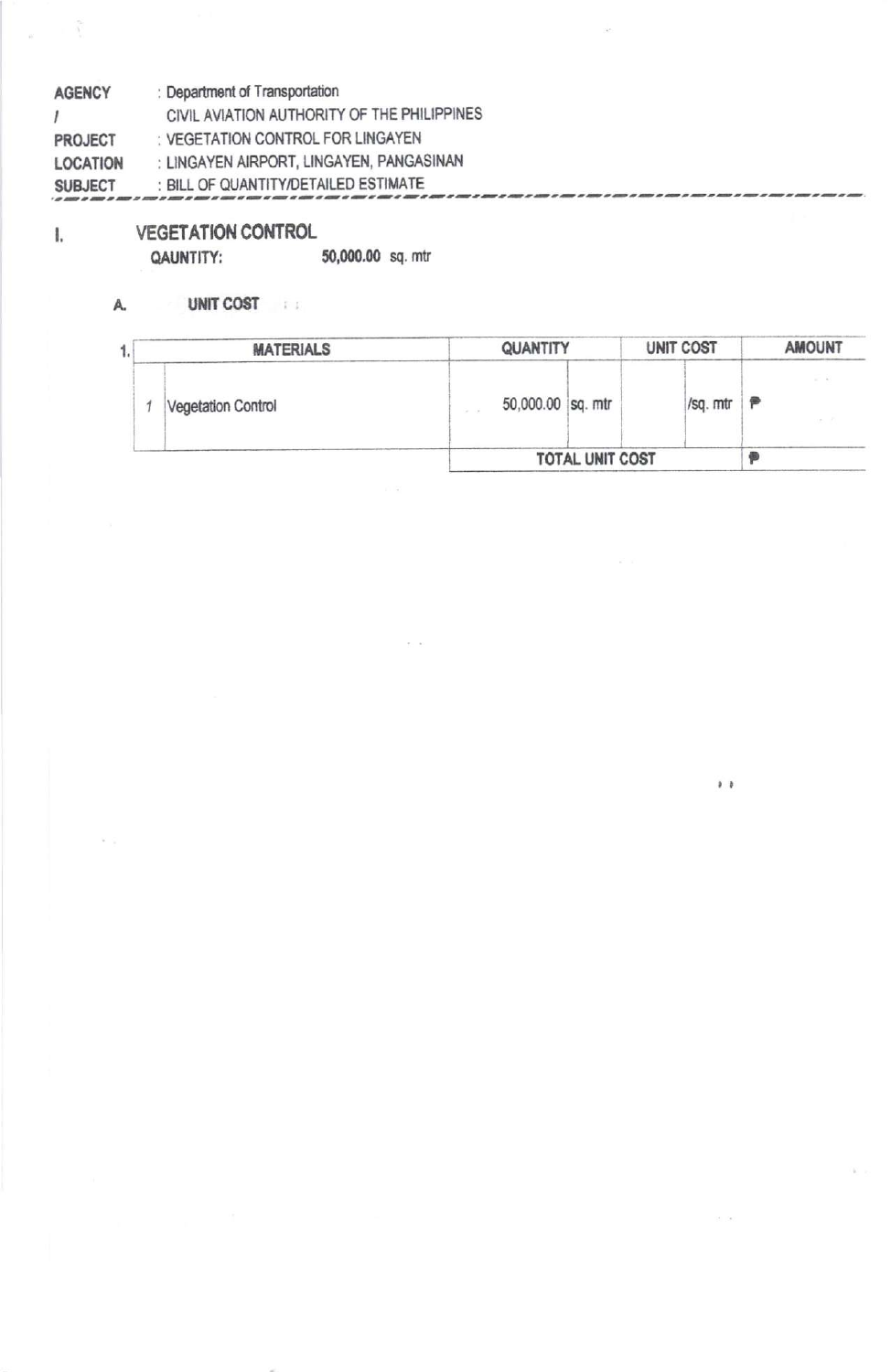**AGENCY** : Department of Transportation
**/** CIVIL AVIATION AUTHORITY OF THE PHILIPPINES
**PROJECT** : VEGETATION CONTROL FOR LINGAYEN
**LOCATION** : LINGAYEN AIRPORT, LINGAYEN, PANGASINAN
**SUBJECT** : BILL OF QUANTITY/DETAILED ESTIMATE

---

## I. VEGETATION CONTROL

**QAUNTITY:** **50,000.00** sq. mtr

### A. UNIT COST

| 1. | MATERIALS | QUANTITY | | UNIT COST | | AMOUNT |
|---|---|---|---|---|---|---|
| 1 | Vegetation Control | 50,000.00 | sq. mtr | | /sq. mtr | ₱ |
| | | **TOTAL UNIT COST** | | | | ₱ |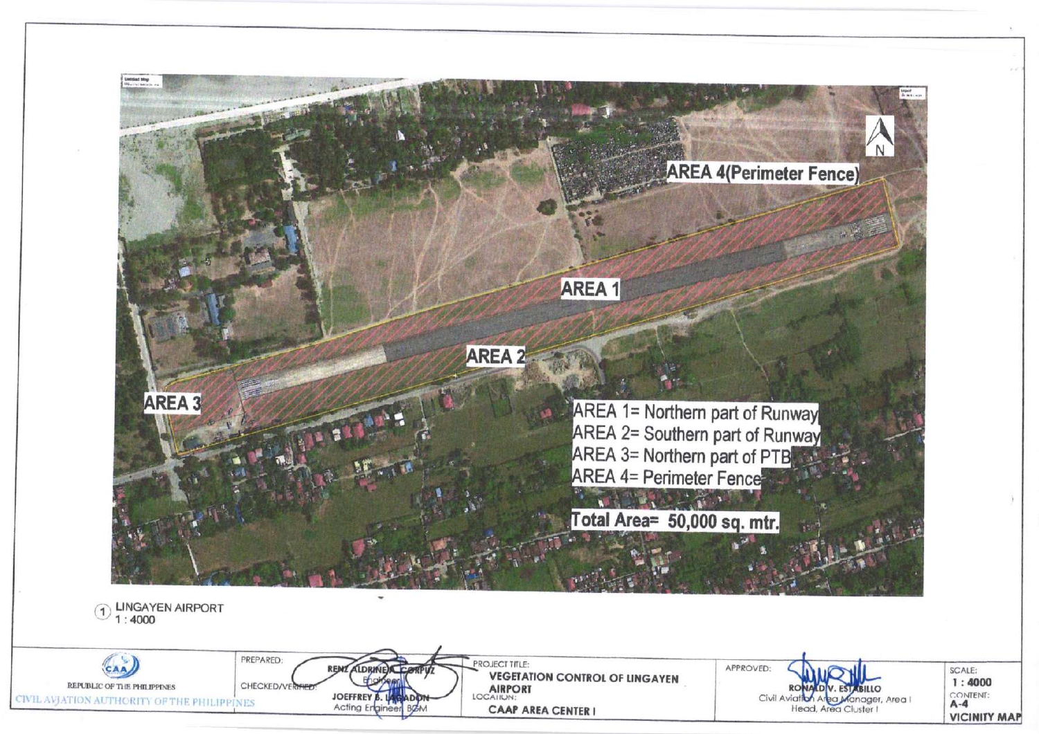AREA 4(Perimeter Fence)

AREA 1

AREA 2

AREA 3

AREA 1= Northern part of Runway
AREA 2= Southern part of Runway
AREA 3= Northern part of PTB
AREA 4= Perimeter Fence

**Total Area= 50,000 sq. mtr.**

① LINGAYEN AIRPORT
1 : 4000

| REPUBLIC OF THE PHILIPPINES<br>CIVIL AVIATION AUTHORITY OF THE PHILIPPINES | PREPARED:<br>RENZ ALDRINE A. CORPUZ<br>Engineer<br>CHECKED/VERIFIED:<br>JOEFFREY B. LABADON<br>Acting Engineer, BGM | PROJECT TITLE:<br>**VEGETATION CONTROL OF LINGAYEN AIRPORT**<br>LOCATION:<br>**CAAP AREA CENTER I** | APPROVED:<br>RONALD V. ESTABILLO<br>Civil Aviation Area Manager, Area I<br>Head, Area Cluster I | SCALE:<br>**1 : 4000**<br>CONTENT:<br>**A-4**<br>**VICINITY MAP** |
|---|---|---|---|---|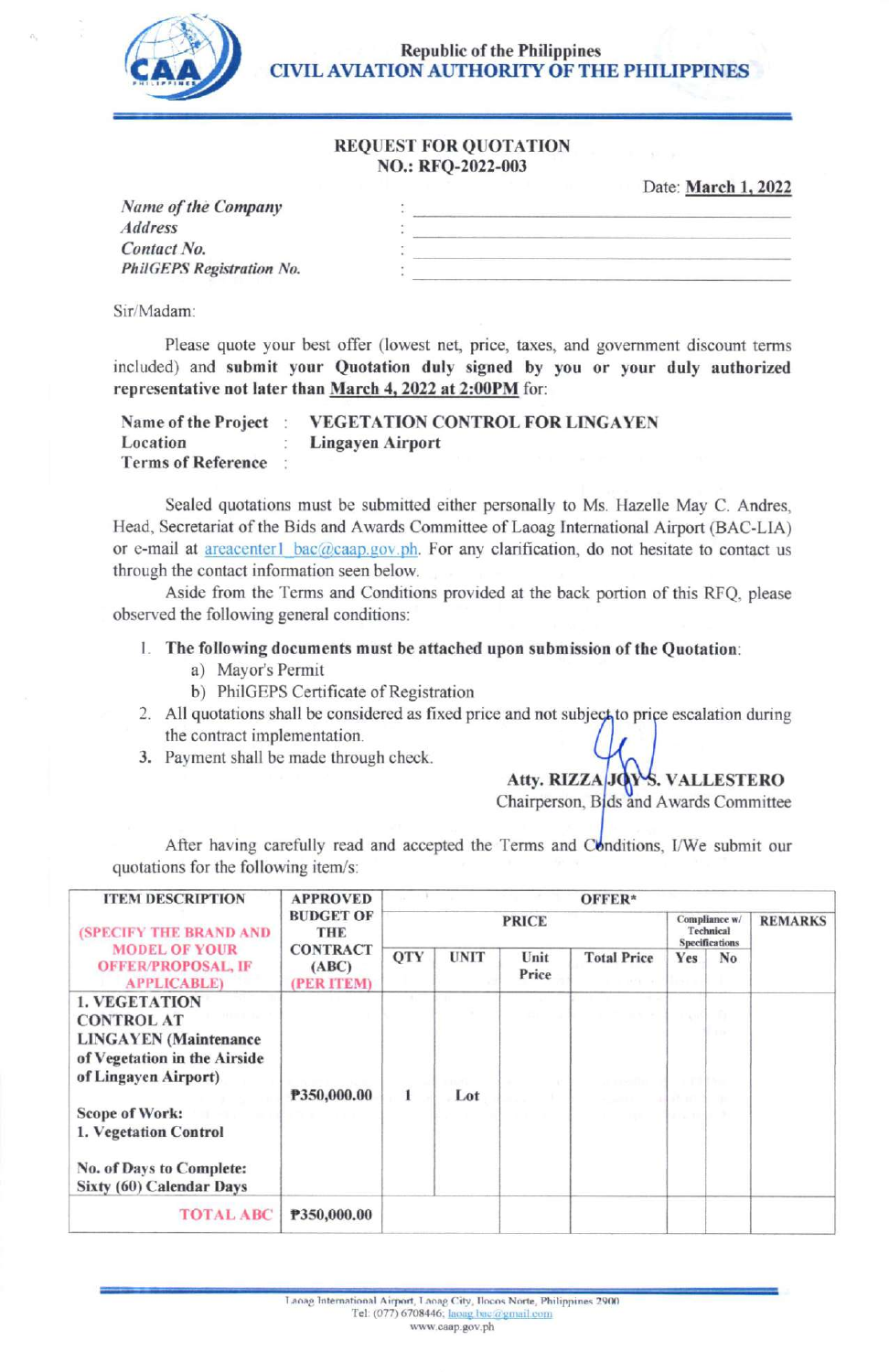Republic of the Philippines
**CIVIL AVIATION AUTHORITY OF THE PHILIPPINES**

**REQUEST FOR QUOTATION**
**NO.: RFQ-2022-003**

Date: **March 1, 2022**

| | | |
|---|---|---|
| *Name of the Company* | : | |
| *Address* | : | |
| *Contact No.* | : | |
| *PhilGEPS Registration No.* | : | |

Sir/Madam:

Please quote your best offer (lowest net, price, taxes, and government discount terms included) and **submit your Quotation duly signed by you or your duly authorized representative not later than March 4, 2022 at 2:00PM** for:

| | | |
|---|---|---|
| **Name of the Project** | : | **VEGETATION CONTROL FOR LINGAYEN** |
| **Location** | : | **Lingayen Airport** |
| **Terms of Reference** | : | |

Sealed quotations must be submitted either personally to Ms. Hazelle May C. Andres, Head, Secretariat of the Bids and Awards Committee of Laoag International Airport (BAC-LIA) or e-mail at areacenter1_bac@caap.gov.ph. For any clarification, do not hesitate to contact us through the contact information seen below.

Aside from the Terms and Conditions provided at the back portion of this RFQ, please observed the following general conditions:

1. **The following documents must be attached upon submission of the Quotation**:
   a) Mayor's Permit
   b) PhilGEPS Certificate of Registration
2. All quotations shall be considered as fixed price and not subject to price escalation during the contract implementation.
3. Payment shall be made through check.

**Atty. RIZZA JOY S. VALLESTERO**
Chairperson, Bids and Awards Committee

After having carefully read and accepted the Terms and Conditions, I/We submit our quotations for the following item/s:

| ITEM DESCRIPTION (SPECIFY THE BRAND AND MODEL OF YOUR OFFER/PROPOSAL, IF APPLICABLE) | APPROVED BUDGET OF THE CONTRACT (ABC) (PER ITEM) | OFFER* | | | | | | |
|---|---|---|---|---|---|---|---|---|
| | | PRICE | | | | Compliance w/ Technical Specifications | | REMARKS |
| | | QTY | UNIT | Unit Price | Total Price | Yes | No | |
| **1. VEGETATION CONTROL AT LINGAYEN (Maintenance of Vegetation in the Airside of Lingayen Airport)**<br><br>**Scope of Work:**<br>**1. Vegetation Control**<br><br>**No. of Days to Complete: Sixty (60) Calendar Days** | **₱350,000.00** | **1** | **Lot** | | | | | |
| **TOTAL ABC** | **₱350,000.00** | | | | | | | |

Laoag International Airport, Laoag City, Ilocos Norte, Philippines 2900
Tel: (077) 6708446; laoag.bac@gmail.com
www.caap.gov.ph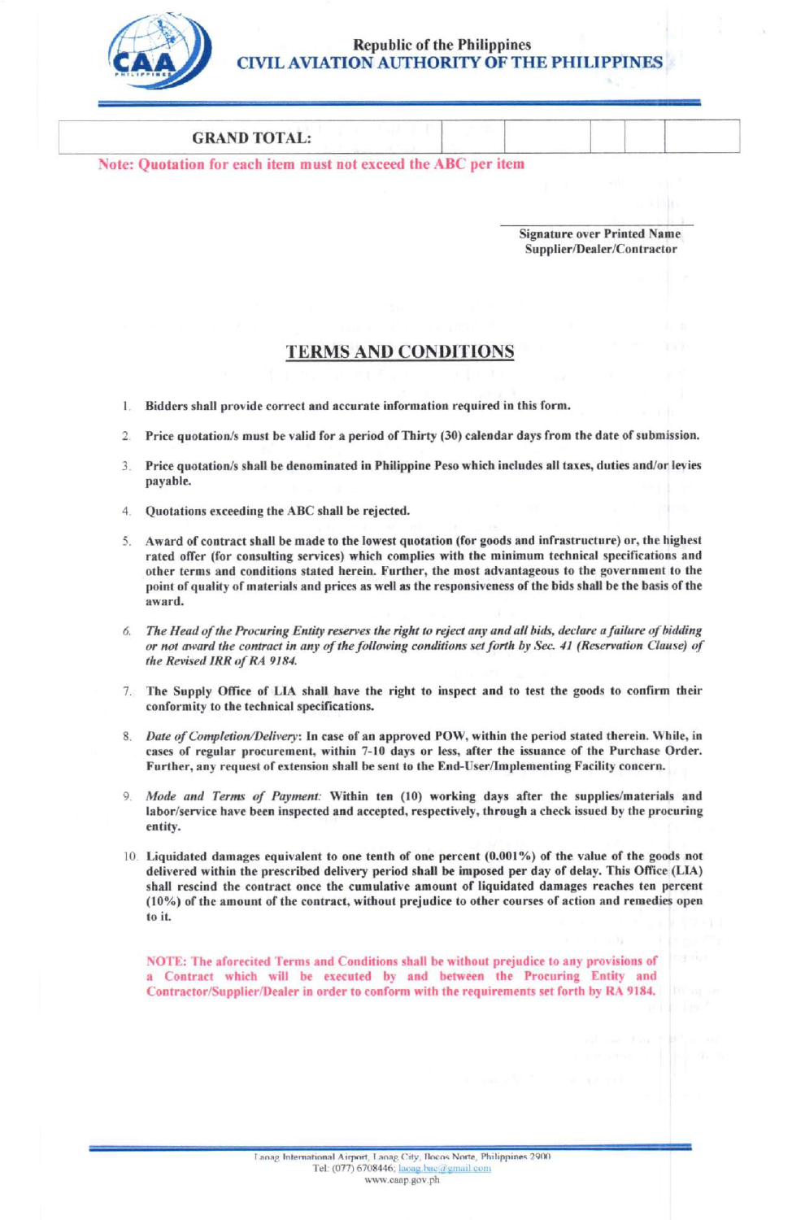Republic of the Philippines
CIVIL AVIATION AUTHORITY OF THE PHILIPPINES

| | | | | | | |
|---|---|---|---|---|---|---|
| **GRAND TOTAL:** | | | | | | |

**Note: Quotation for each item must not exceed the ABC per item**

\_\_\_\_\_\_\_\_\_\_\_\_\_\_\_\_\_\_\_\_\_\_\_\_\_\_\_\_\_\_
**Signature over Printed Name**
**Supplier/Dealer/Contractor**

## TERMS AND CONDITIONS

1. **Bidders shall provide correct and accurate information required in this form.**
2. **Price quotation/s must be valid for a period of Thirty (30) calendar days from the date of submission.**
3. **Price quotation/s shall be denominated in Philippine Peso which includes all taxes, duties and/or levies payable.**
4. **Quotations exceeding the ABC shall be rejected.**
5. **Award of contract shall be made to the lowest quotation (for goods and infrastructure) or, the highest rated offer (for consulting services) which complies with the minimum technical specifications and other terms and conditions stated herein. Further, the most advantageous to the government to the point of quality of materials and prices as well as the responsiveness of the bids shall be the basis of the award.**
6. ***The Head of the Procuring Entity reserves the right to reject any and all bids, declare a failure of bidding or not award the contract in any of the following conditions set forth by Sec. 41 (Reservation Clause) of the Revised IRR of RA 9184.***
7. **The Supply Office of LIA shall have the right to inspect and to test the goods to confirm their conformity to the technical specifications.**
8. ***Date of Completion/Delivery*: In case of an approved POW, within the period stated therein. While, in cases of regular procurement, within 7-10 days or less, after the issuance of the Purchase Order. Further, any request of extension shall be sent to the End-User/Implementing Facility concern.**
9. ***Mode and Terms of Payment:* Within ten (10) working days after the supplies/materials and labor/service have been inspected and accepted, respectively, through a check issued by the procuring entity.**
10. **Liquidated damages equivalent to one tenth of one percent (0.001%) of the value of the goods not delivered within the prescribed delivery period shall be imposed per day of delay. This Office (LIA) shall rescind the contract once the cumulative amount of liquidated damages reaches ten percent (10%) of the amount of the contract, without prejudice to other courses of action and remedies open to it.**

**NOTE: The aforecited Terms and Conditions shall be without prejudice to any provisions of a Contract which will be executed by and between the Procuring Entity and Contractor/Supplier/Dealer in order to conform with the requirements set forth by RA 9184.**

Laoag International Airport, Laoag City, Ilocos Norte, Philippines 2900
Tel: (077) 6708446; laoag.bac@gmail.com
www.caap.gov.ph